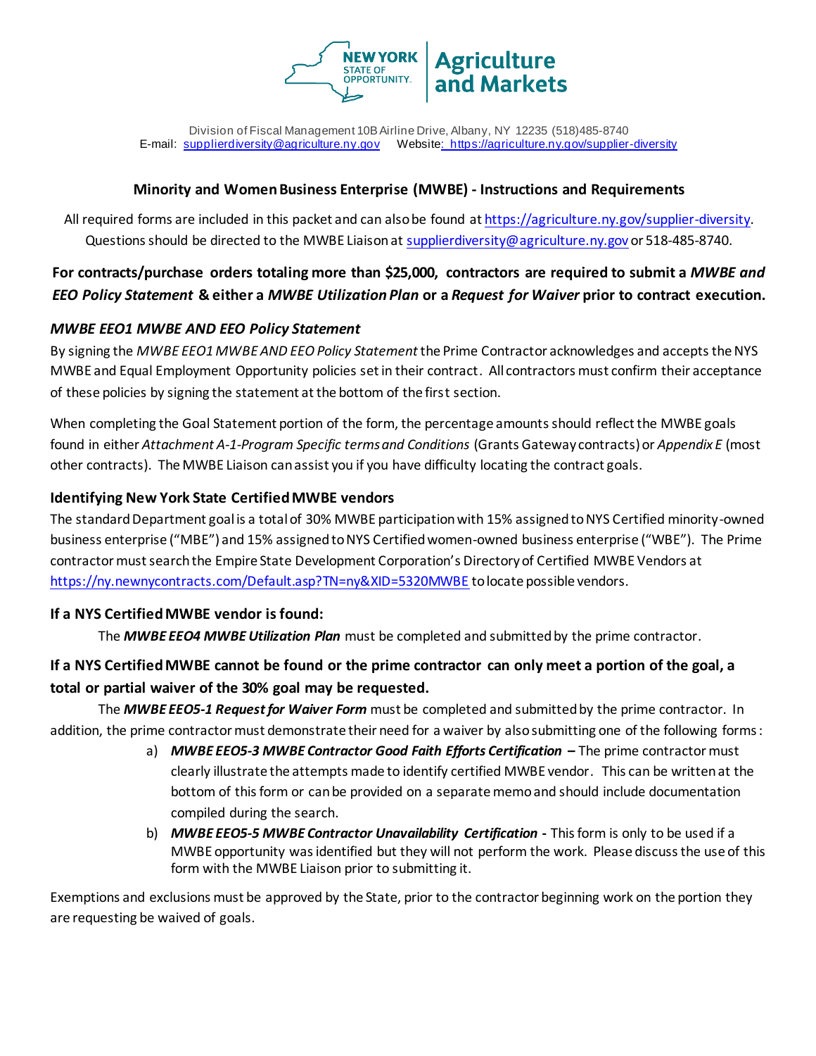NEW YORK STATE OF OPPORTUNITY. | Agriculture and Markets

Division of Fiscal Management 10B Airline Drive, Albany, NY 12235 (518)485-8740
E-mail: supplierdiversity@agriculture.ny.gov Website: https://agriculture.ny.gov/supplier-diversity

## Minority and Women Business Enterprise (MWBE) - Instructions and Requirements

All required forms are included in this packet and can also be found at https://agriculture.ny.gov/supplier-diversity. Questions should be directed to the MWBE Liaison at supplierdiversity@agriculture.ny.gov or 518-485-8740.

**For contracts/purchase orders totaling more than $25,000, contractors are required to submit a *MWBE and EEO Policy Statement* & either a *MWBE Utilization Plan* or a *Request for Waiver* prior to contract execution.**

### *MWBE EEO1 MWBE AND EEO Policy Statement*

By signing the *MWBE EEO1 MWBE AND EEO Policy Statement* the Prime Contractor acknowledges and accepts the NYS MWBE and Equal Employment Opportunity policies set in their contract. All contractors must confirm their acceptance of these policies by signing the statement at the bottom of the first section.

When completing the Goal Statement portion of the form, the percentage amounts should reflect the MWBE goals found in either *Attachment A-1-Program Specific terms and Conditions* (Grants Gateway contracts) or *Appendix E* (most other contracts). The MWBE Liaison can assist you if you have difficulty locating the contract goals.

### Identifying New York State Certified MWBE vendors

The standard Department goal is a total of 30% MWBE participation with 15% assigned to NYS Certified minority-owned business enterprise ("MBE") and 15% assigned to NYS Certified women-owned business enterprise ("WBE"). The Prime contractor must search the Empire State Development Corporation's Directory of Certified MWBE Vendors at https://ny.newnycontracts.com/Default.asp?TN=ny&XID=5320MWBE to locate possible vendors.

### If a NYS Certified MWBE vendor is found:

The ***MWBE EEO4 MWBE Utilization Plan*** must be completed and submitted by the prime contractor.

### If a NYS Certified MWBE cannot be found or the prime contractor can only meet a portion of the goal, a total or partial waiver of the 30% goal may be requested.

The ***MWBE EEO5-1 Request for Waiver Form*** must be completed and submitted by the prime contractor. In addition, the prime contractor must demonstrate their need for a waiver by also submitting one of the following forms:

a) ***MWBE EEO5-3 MWBE Contractor Good Faith Efforts Certification*** **–** The prime contractor must clearly illustrate the attempts made to identify certified MWBE vendor. This can be written at the bottom of this form or can be provided on a separate memo and should include documentation compiled during the search.

b) ***MWBE EEO5-5 MWBE Contractor Unavailability Certification*** **-** This form is only to be used if a MWBE opportunity was identified but they will not perform the work. Please discuss the use of this form with the MWBE Liaison prior to submitting it.

Exemptions and exclusions must be approved by the State, prior to the contractor beginning work on the portion they are requesting be waived of goals.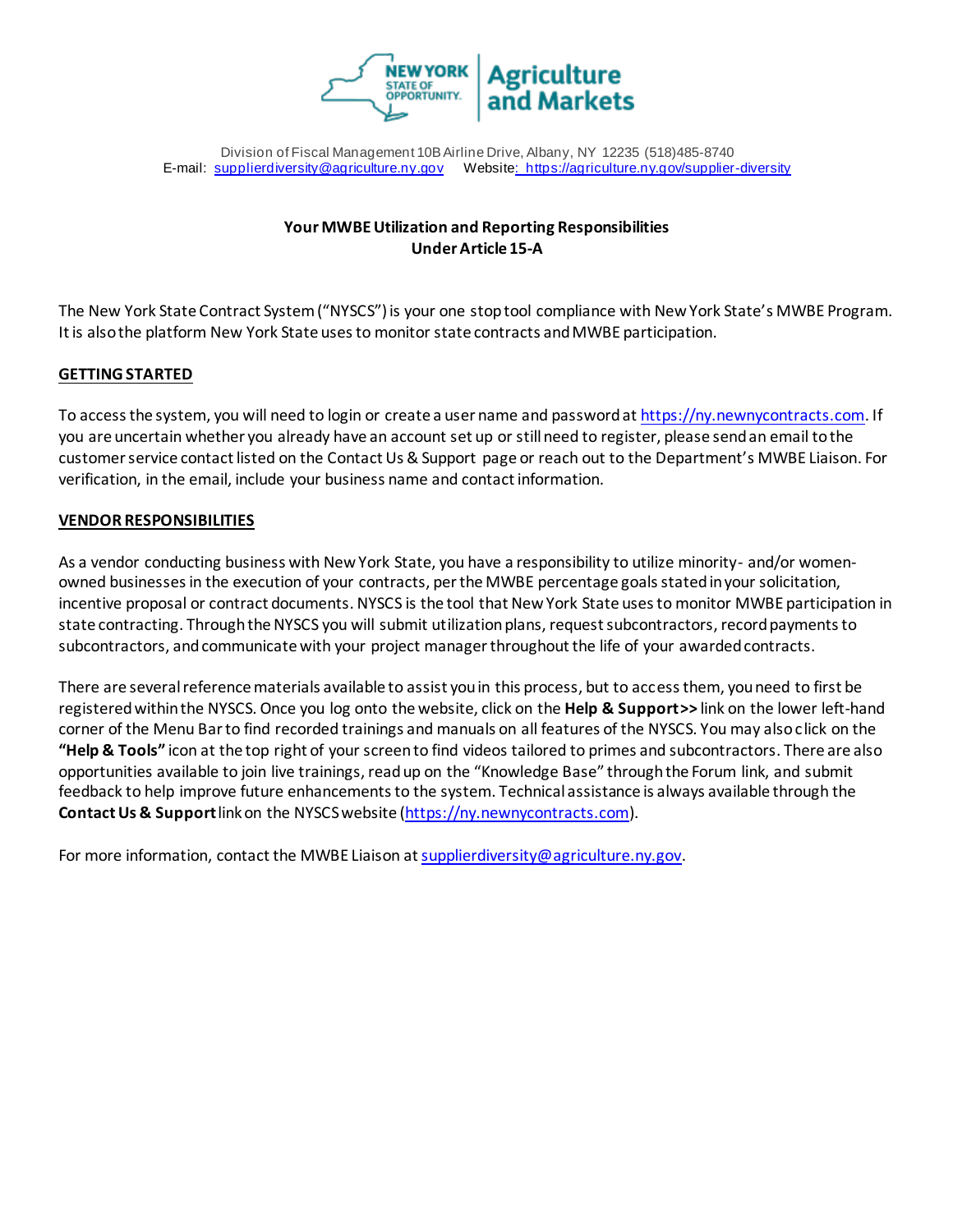NEW YORK STATE OF OPPORTUNITY. | Agriculture and Markets

Division of Fiscal Management 10B Airline Drive, Albany, NY 12235 (518)485-8740
E-mail: supplierdiversity@agriculture.ny.gov Website: https://agriculture.ny.gov/supplier-diversity

**Your MWBE Utilization and Reporting Responsibilities**
**Under Article 15-A**

The New York State Contract System ("NYSCS") is your one stop tool compliance with New York State's MWBE Program. It is also the platform New York State uses to monitor state contracts and MWBE participation.

## GETTING STARTED

To access the system, you will need to login or create a user name and password at https://ny.newnycontracts.com. If you are uncertain whether you already have an account set up or still need to register, please send an email to the customer service contact listed on the Contact Us & Support page or reach out to the Department's MWBE Liaison. For verification, in the email, include your business name and contact information.

## VENDOR RESPONSIBILITIES

As a vendor conducting business with New York State, you have a responsibility to utilize minority- and/or women-owned businesses in the execution of your contracts, per the MWBE percentage goals stated in your solicitation, incentive proposal or contract documents. NYSCS is the tool that New York State uses to monitor MWBE participation in state contracting. Through the NYSCS you will submit utilization plans, request subcontractors, record payments to subcontractors, and communicate with your project manager throughout the life of your awarded contracts.

There are several reference materials available to assist you in this process, but to access them, you need to first be registered within the NYSCS. Once you log onto the website, click on the **Help & Support>>** link on the lower left-hand corner of the Menu Bar to find recorded trainings and manuals on all features of the NYSCS. You may also click on the **"Help & Tools"** icon at the top right of your screen to find videos tailored to primes and subcontractors. There are also opportunities available to join live trainings, read up on the "Knowledge Base" through the Forum link, and submit feedback to help improve future enhancements to the system. Technical assistance is always available through the **Contact Us & Support** link on the NYSCS website (https://ny.newnycontracts.com).

For more information, contact the MWBE Liaison at supplierdiversity@agriculture.ny.gov.